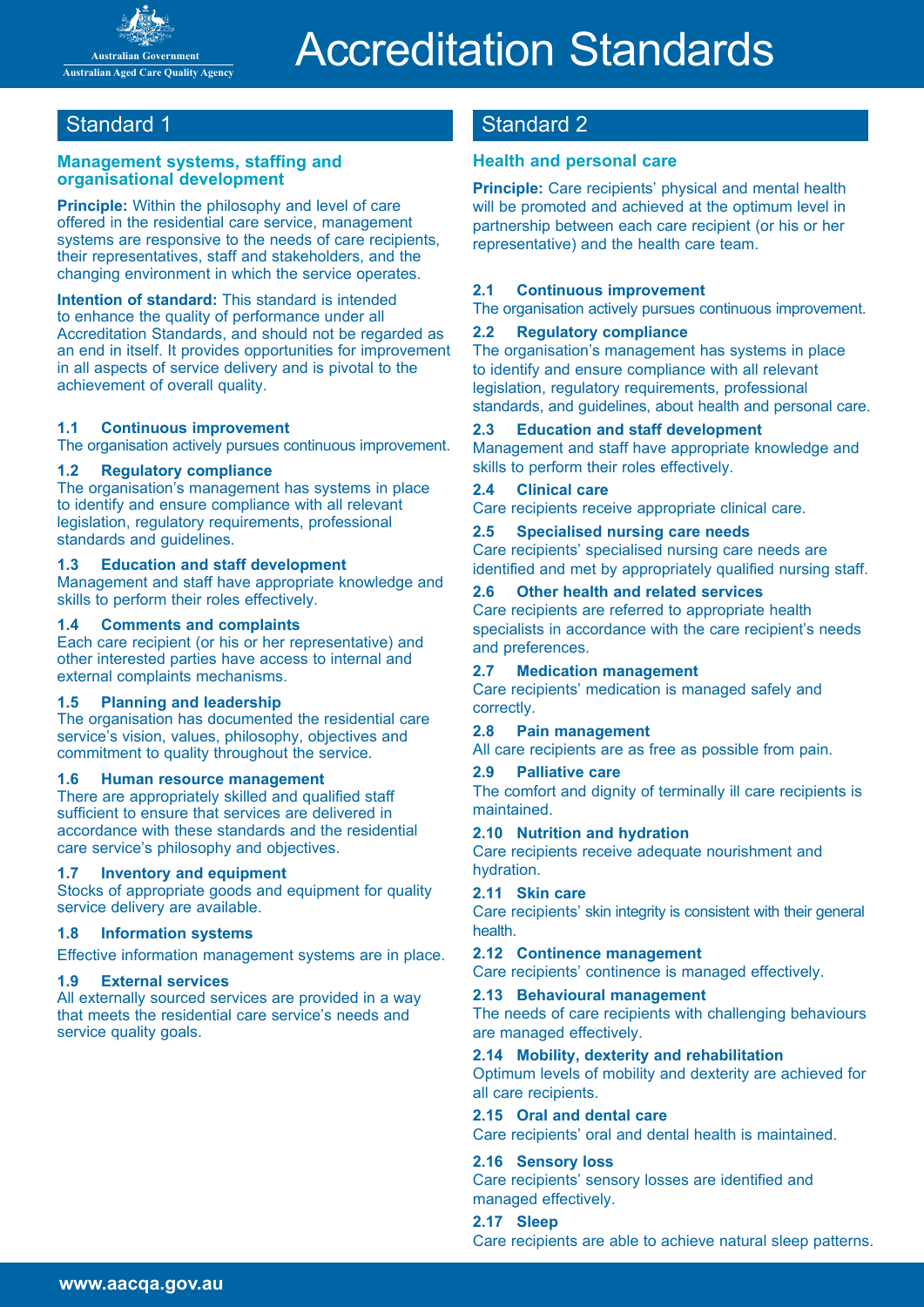Australian Government
Australian Aged Care Quality Agency

# Accreditation Standards

## Standard 1

### Management systems, staffing and organisational development

**Principle:** Within the philosophy and level of care offered in the residential care service, management systems are responsive to the needs of care recipients, their representatives, staff and stakeholders, and the changing environment in which the service operates.

**Intention of standard:** This standard is intended to enhance the quality of performance under all Accreditation Standards, and should not be regarded as an end in itself. It provides opportunities for improvement in all aspects of service delivery and is pivotal to the achievement of overall quality.

**1.1 Continuous improvement**
The organisation actively pursues continuous improvement.

**1.2 Regulatory compliance**
The organisation's management has systems in place to identify and ensure compliance with all relevant legislation, regulatory requirements, professional standards and guidelines.

**1.3 Education and staff development**
Management and staff have appropriate knowledge and skills to perform their roles effectively.

**1.4 Comments and complaints**
Each care recipient (or his or her representative) and other interested parties have access to internal and external complaints mechanisms.

**1.5 Planning and leadership**
The organisation has documented the residential care service's vision, values, philosophy, objectives and commitment to quality throughout the service.

**1.6 Human resource management**
There are appropriately skilled and qualified staff sufficient to ensure that services are delivered in accordance with these standards and the residential care service's philosophy and objectives.

**1.7 Inventory and equipment**
Stocks of appropriate goods and equipment for quality service delivery are available.

**1.8 Information systems**
Effective information management systems are in place.

**1.9 External services**
All externally sourced services are provided in a way that meets the residential care service's needs and service quality goals.

## Standard 2

### Health and personal care

**Principle:** Care recipients' physical and mental health will be promoted and achieved at the optimum level in partnership between each care recipient (or his or her representative) and the health care team.

**2.1 Continuous improvement**
The organisation actively pursues continuous improvement.

**2.2 Regulatory compliance**
The organisation's management has systems in place to identify and ensure compliance with all relevant legislation, regulatory requirements, professional standards, and guidelines, about health and personal care.

**2.3 Education and staff development**
Management and staff have appropriate knowledge and skills to perform their roles effectively.

**2.4 Clinical care**
Care recipients receive appropriate clinical care.

**2.5 Specialised nursing care needs**
Care recipients' specialised nursing care needs are identified and met by appropriately qualified nursing staff.

**2.6 Other health and related services**
Care recipients are referred to appropriate health specialists in accordance with the care recipient's needs and preferences.

**2.7 Medication management**
Care recipients' medication is managed safely and correctly.

**2.8 Pain management**
All care recipients are as free as possible from pain.

**2.9 Palliative care**
The comfort and dignity of terminally ill care recipients is maintained.

**2.10 Nutrition and hydration**
Care recipients receive adequate nourishment and hydration.

**2.11 Skin care**
Care recipients' skin integrity is consistent with their general health.

**2.12 Continence management**
Care recipients' continence is managed effectively.

**2.13 Behavioural management**
The needs of care recipients with challenging behaviours are managed effectively.

**2.14 Mobility, dexterity and rehabilitation**
Optimum levels of mobility and dexterity are achieved for all care recipients.

**2.15 Oral and dental care**
Care recipients' oral and dental health is maintained.

**2.16 Sensory loss**
Care recipients' sensory losses are identified and managed effectively.

**2.17 Sleep**
Care recipients are able to achieve natural sleep patterns.

www.aacqa.gov.au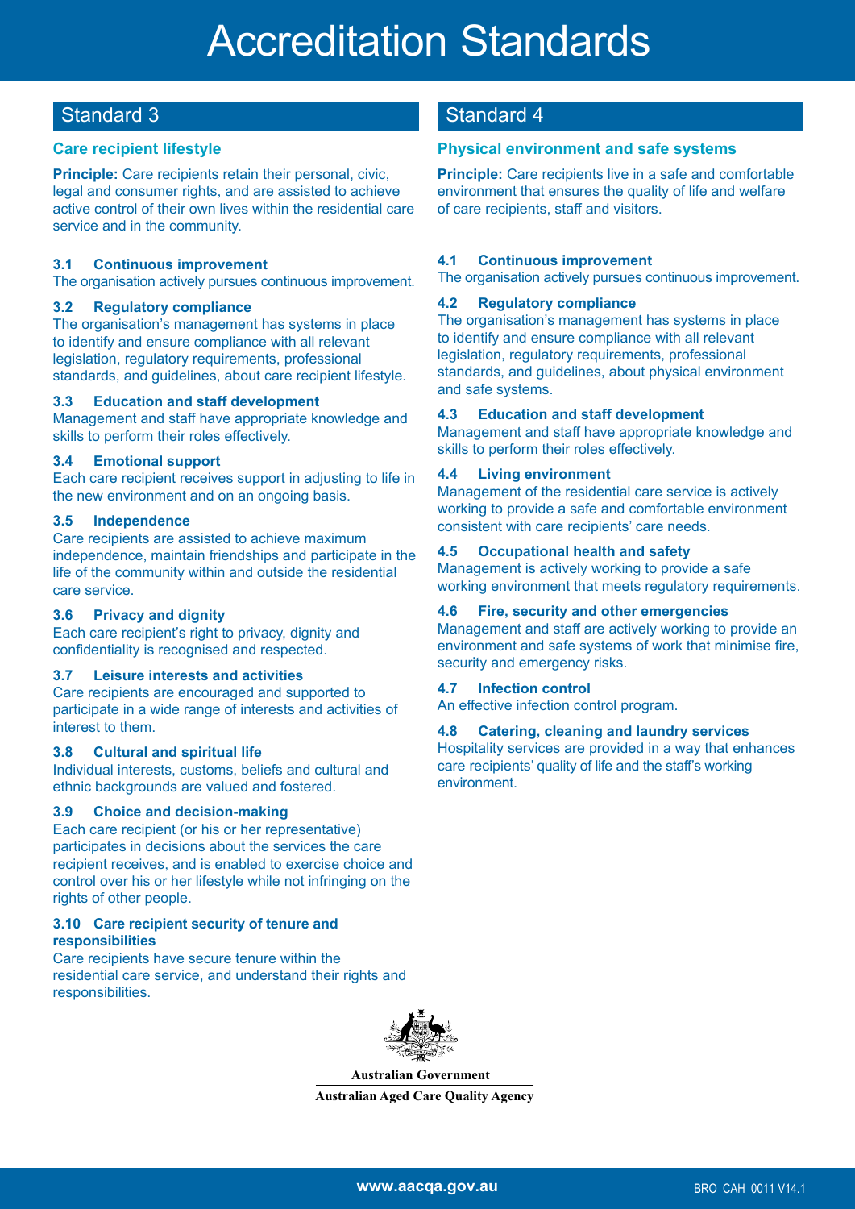# Accreditation Standards

## Standard 3

### Care recipient lifestyle

**Principle:** Care recipients retain their personal, civic, legal and consumer rights, and are assisted to achieve active control of their own lives within the residential care service and in the community.

**3.1 Continuous improvement**
The organisation actively pursues continuous improvement.

**3.2 Regulatory compliance**
The organisation's management has systems in place to identify and ensure compliance with all relevant legislation, regulatory requirements, professional standards, and guidelines, about care recipient lifestyle.

**3.3 Education and staff development**
Management and staff have appropriate knowledge and skills to perform their roles effectively.

**3.4 Emotional support**
Each care recipient receives support in adjusting to life in the new environment and on an ongoing basis.

**3.5 Independence**
Care recipients are assisted to achieve maximum independence, maintain friendships and participate in the life of the community within and outside the residential care service.

**3.6 Privacy and dignity**
Each care recipient's right to privacy, dignity and confidentiality is recognised and respected.

**3.7 Leisure interests and activities**
Care recipients are encouraged and supported to participate in a wide range of interests and activities of interest to them.

**3.8 Cultural and spiritual life**
Individual interests, customs, beliefs and cultural and ethnic backgrounds are valued and fostered.

**3.9 Choice and decision-making**
Each care recipient (or his or her representative) participates in decisions about the services the care recipient receives, and is enabled to exercise choice and control over his or her lifestyle while not infringing on the rights of other people.

**3.10 Care recipient security of tenure and responsibilities**
Care recipients have secure tenure within the residential care service, and understand their rights and responsibilities.

## Standard 4

### Physical environment and safe systems

**Principle:** Care recipients live in a safe and comfortable environment that ensures the quality of life and welfare of care recipients, staff and visitors.

**4.1 Continuous improvement**
The organisation actively pursues continuous improvement.

**4.2 Regulatory compliance**
The organisation's management has systems in place to identify and ensure compliance with all relevant legislation, regulatory requirements, professional standards, and guidelines, about physical environment and safe systems.

**4.3 Education and staff development**
Management and staff have appropriate knowledge and skills to perform their roles effectively.

**4.4 Living environment**
Management of the residential care service is actively working to provide a safe and comfortable environment consistent with care recipients' care needs.

**4.5 Occupational health and safety**
Management is actively working to provide a safe working environment that meets regulatory requirements.

**4.6 Fire, security and other emergencies**
Management and staff are actively working to provide an environment and safe systems of work that minimise fire, security and emergency risks.

**4.7 Infection control**
An effective infection control program.

**4.8 Catering, cleaning and laundry services**
Hospitality services are provided in a way that enhances care recipients' quality of life and the staff's working environment.

Australian Government
Australian Aged Care Quality Agency

www.aacqa.gov.au

BRO_CAH_0011 V14.1